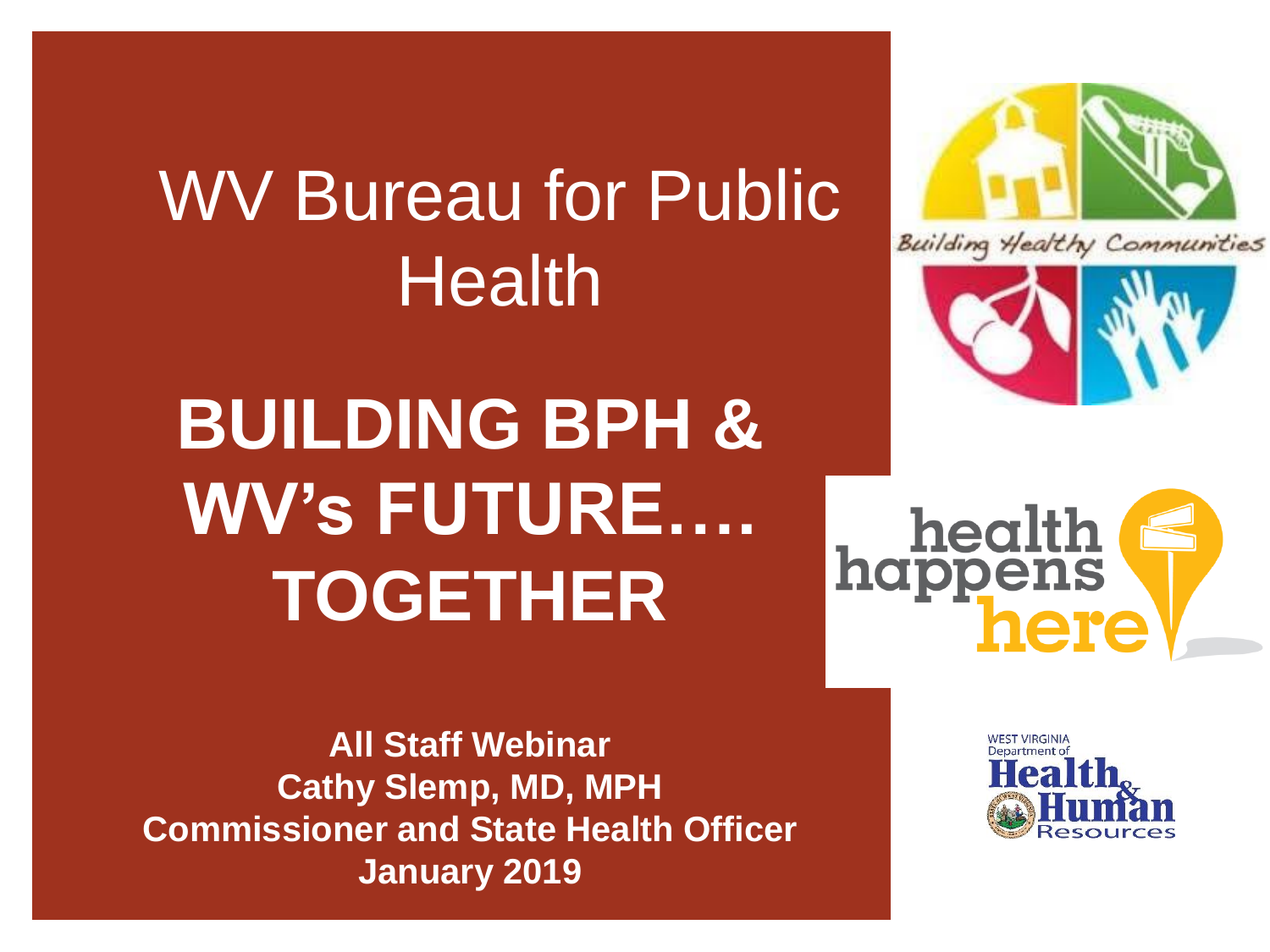# WV Bureau for Public Health

# BUILDING BPH & WV's FUTURE…. TOGETHER

**All Staff Webinar**
**Cathy Slemp, MD, MPH**
**Commissioner and State Health Officer**
**January 2019**

Building Healthy Communities

health happens here

WEST VIRGINIA Department of Health & Human Resources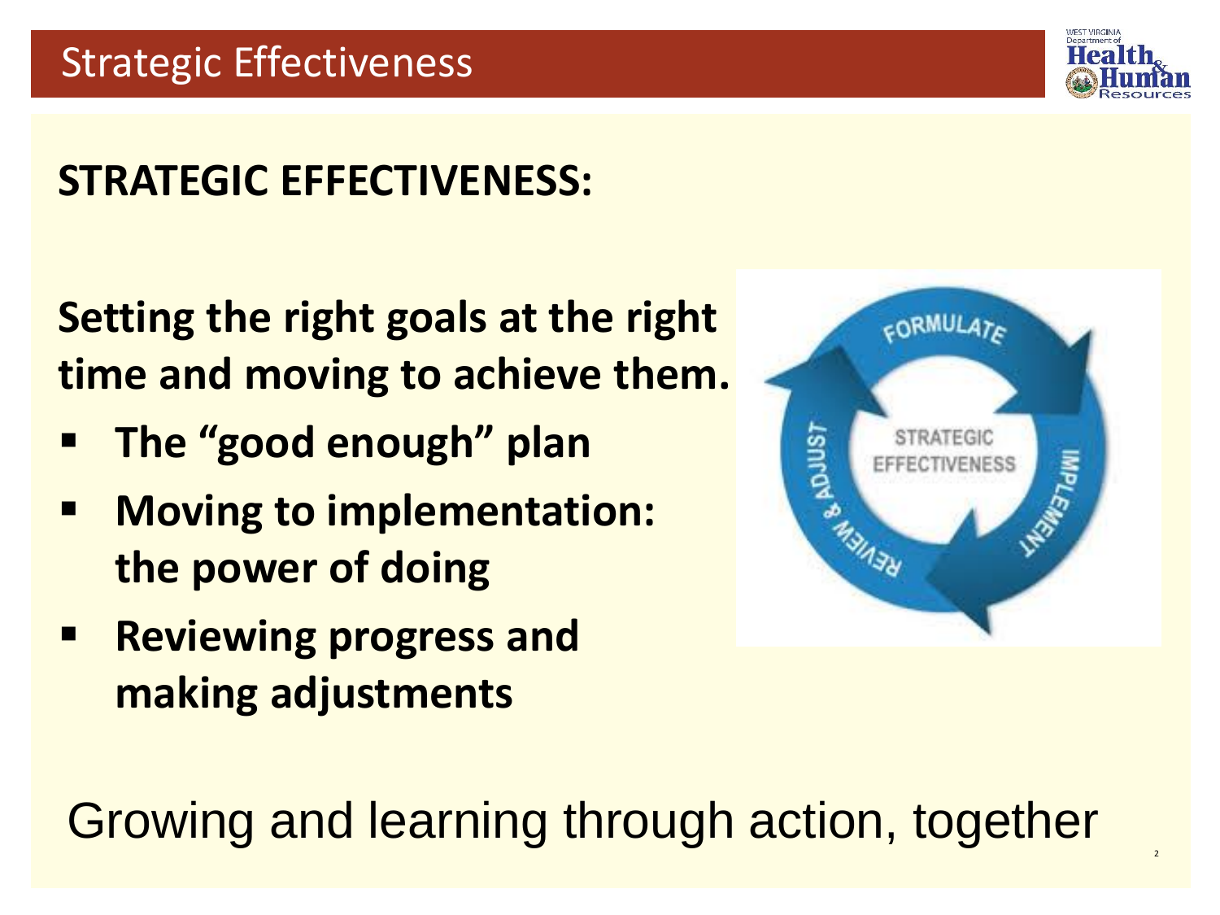# Strategic Effectiveness

## STRATEGIC EFFECTIVENESS:

**Setting the right goals at the right time and moving to achieve them.**

- **The "good enough" plan**
- **Moving to implementation: the power of doing**
- **Reviewing progress and making adjustments**

Growing and learning through action, together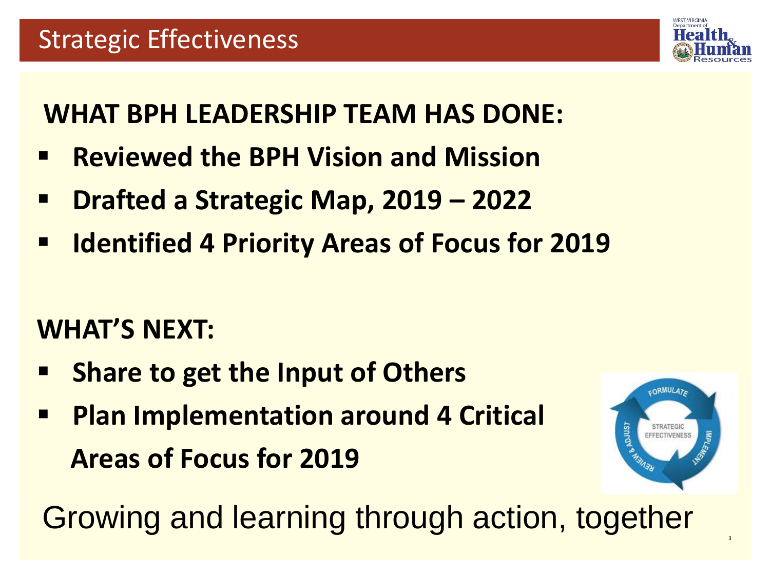# Strategic Effectiveness

## WHAT BPH LEADERSHIP TEAM HAS DONE:

- **Reviewed the BPH Vision and Mission**
- **Drafted a Strategic Map, 2019 – 2022**
- **Identified 4 Priority Areas of Focus for 2019**

## WHAT'S NEXT:

- **Share to get the Input of Others**
- **Plan Implementation around 4 Critical Areas of Focus for 2019**

Growing and learning through action, together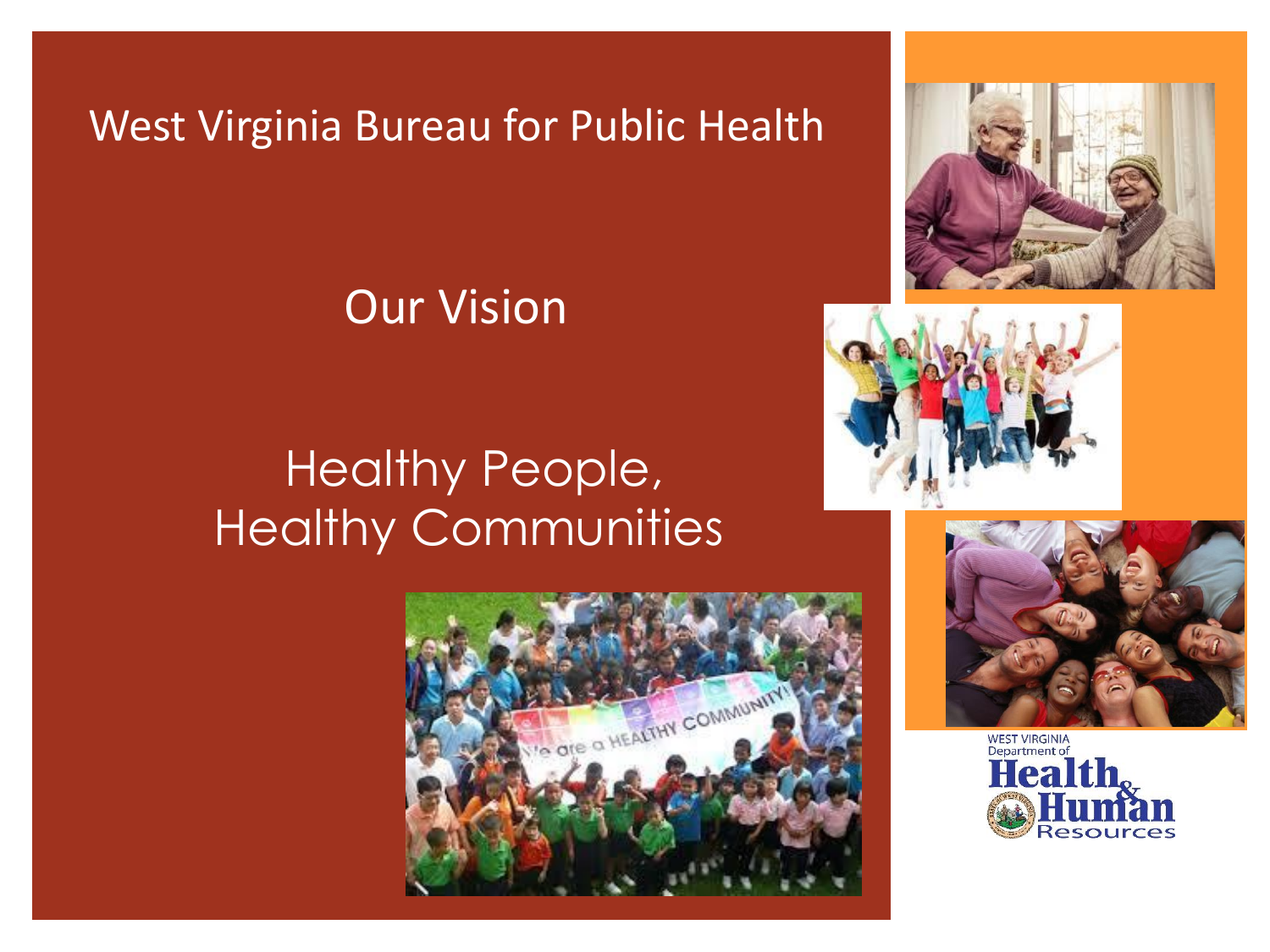# West Virginia Bureau for Public Health

## Our Vision

## Healthy People, Healthy Communities

WEST VIRGINIA Department of Health & Human Resources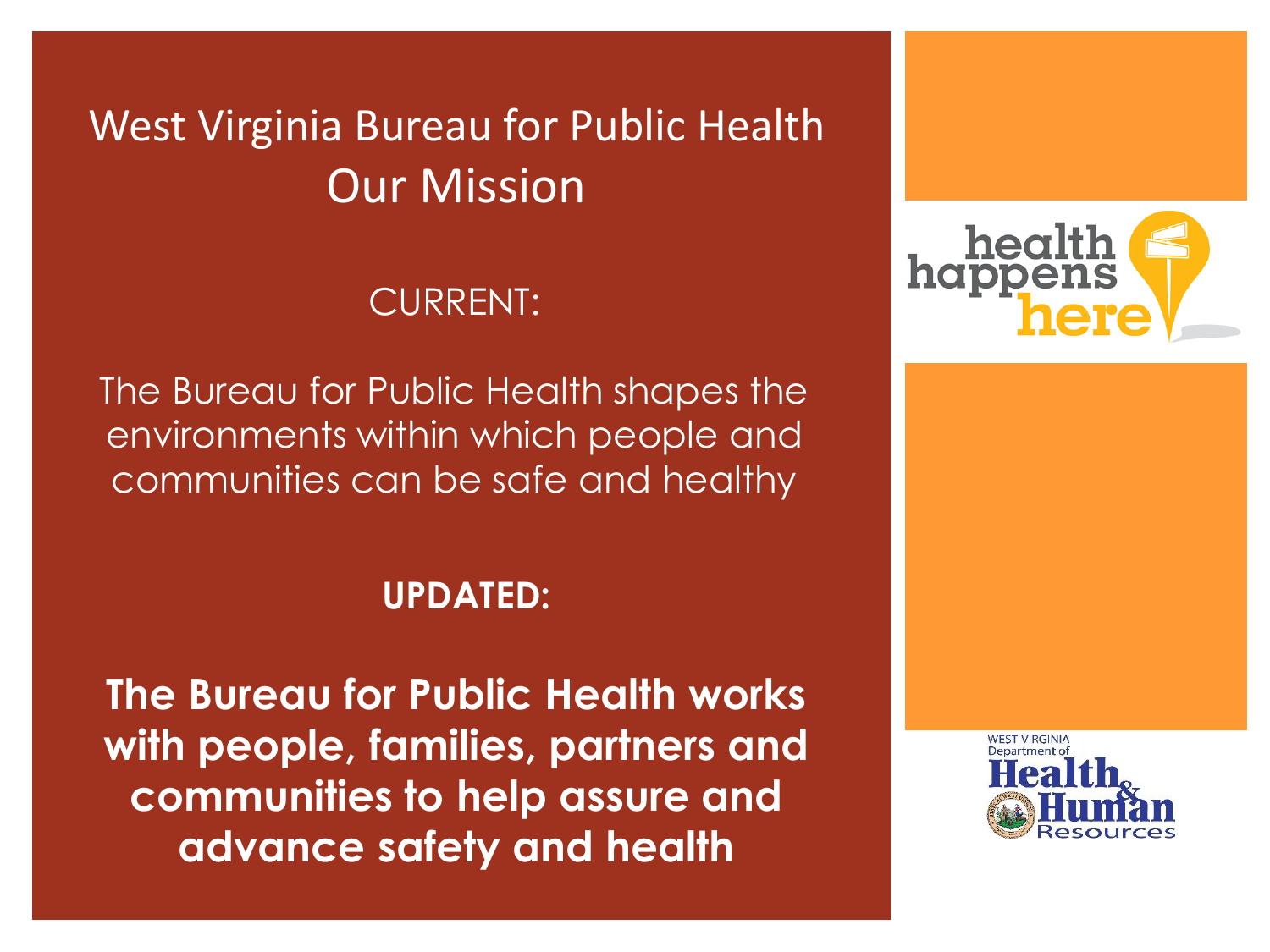# West Virginia Bureau for Public Health

## Our Mission

CURRENT:

The Bureau for Public Health shapes the environments within which people and communities can be safe and healthy

**UPDATED:**

**The Bureau for Public Health works with people, families, partners and communities to help assure and advance safety and health**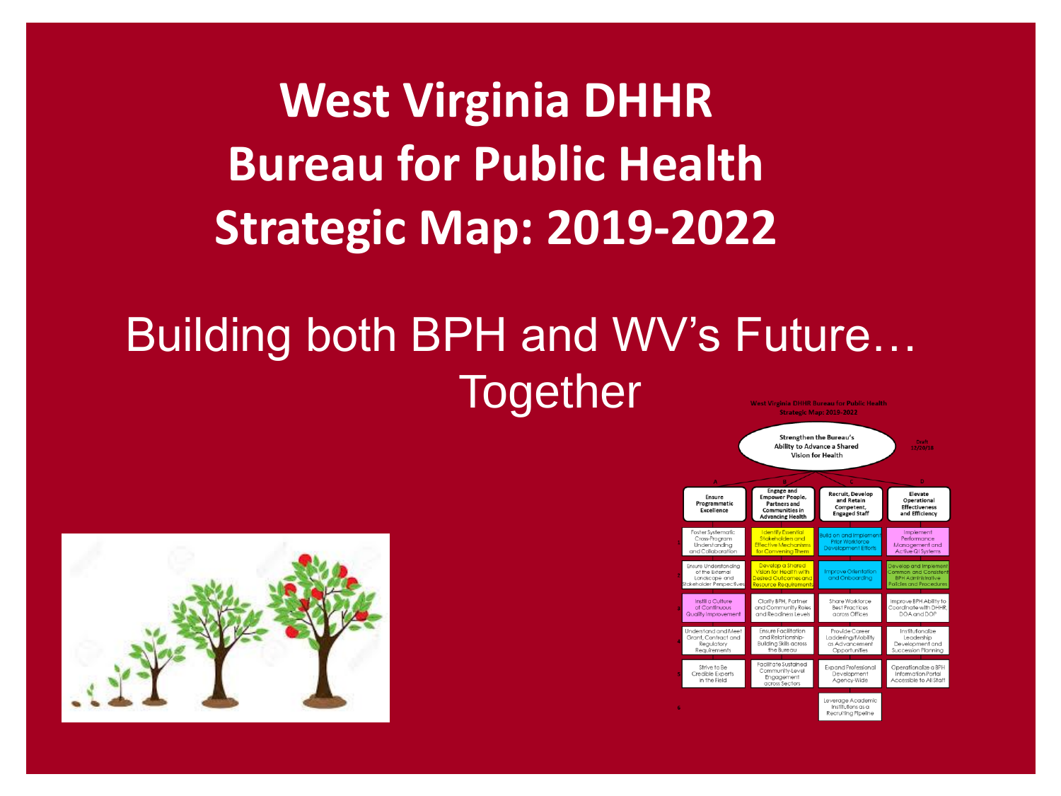# West Virginia DHHR Bureau for Public Health Strategic Map: 2019-2022

## Building both BPH and WV's Future… Together

**West Virginia DHHR Bureau for Public Health Strategic Map: 2019-2022**

**Strengthen the Bureau's Ability to Advance a Shared Vision for Health**

Draft 12/20/18

| | A | B | C | D |
|---|---|---|---|---|
| | **Ensure Programmatic Excellence** | **Engage and Empower People, Partners and Communities in Advancing Health** | **Recruit, Develop and Retain Competent, Engaged Staff** | **Elevate Operational Effectiveness and Efficiency** |
| 1 | Foster Systematic Cross-Program Understanding and Collaboration | Identify Essential Stakeholders and Effective Mechanisms for Convening Them | Build on and Implement Prior Workforce Development Efforts | Implement Performance Management and Active QI Systems |
| 2 | Ensure Understanding of the External Landscape and Stakeholder Perspectives | Develop a Shared Vision for Health with Desired Outcomes and Resource Requirements | Improve Orientation and Onboarding | Develop and Implement Common and Consistent BPH Administrative Policies and Procedures |
| 3 | Instill a Culture of Continuous Quality Improvement | Clarify BPH, Partner and Community Roles and Readiness Levels | Share Workforce Best Practices across Offices | Improve BPH Ability to Coordinate with DHHR, DOA and DOP |
| 4 | Understand and Meet Grant, Contract and Regulatory Requirements | Ensure Facilitation and Relationship-Building Skills across the Bureau | Provide Career Laddering/Mobility as Advancement Opportunities | Institutionalize Leadership Development and Succession Planning |
| 5 | Strive to Be Credible Experts in the Field | Facilitate Sustained Community-Level Engagement across Sectors | Expand Professional Development Agency-Wide | Operationalize a BPH Information Portal Accessible to All Staff |
| 6 | | | Leverage Academic Institutions as a Recruiting Pipeline | |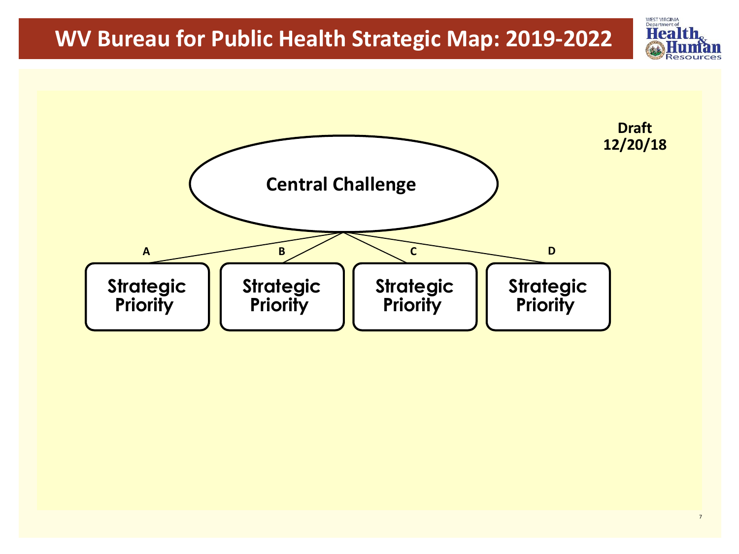# WV Bureau for Public Health Strategic Map: 2019-2022

**Draft 12/20/18**

**Central Challenge**

- **A** — Strategic Priority
- **B** — Strategic Priority
- **C** — Strategic Priority
- **D** — Strategic Priority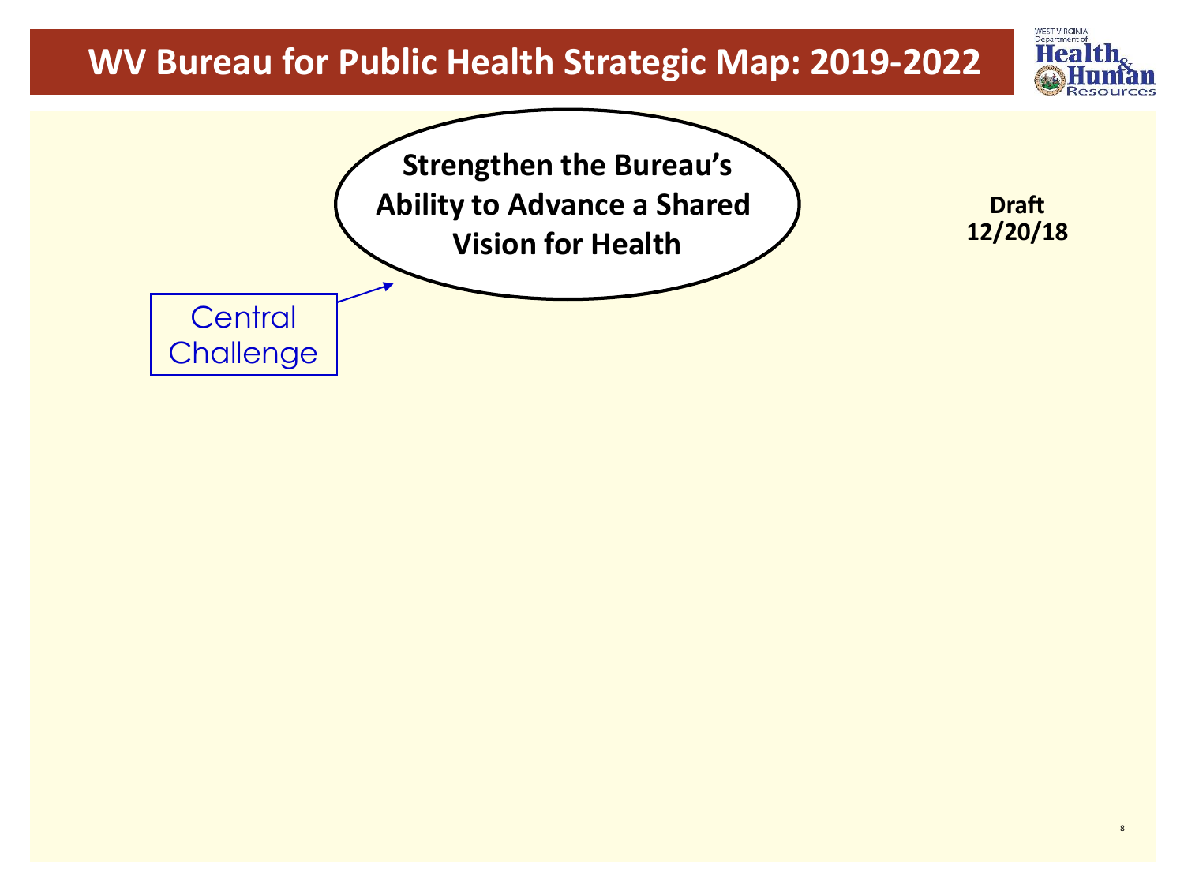# WV Bureau for Public Health Strategic Map: 2019-2022

**Strengthen the Bureau's Ability to Advance a Shared Vision for Health**

**Draft 12/20/18**

Central Challenge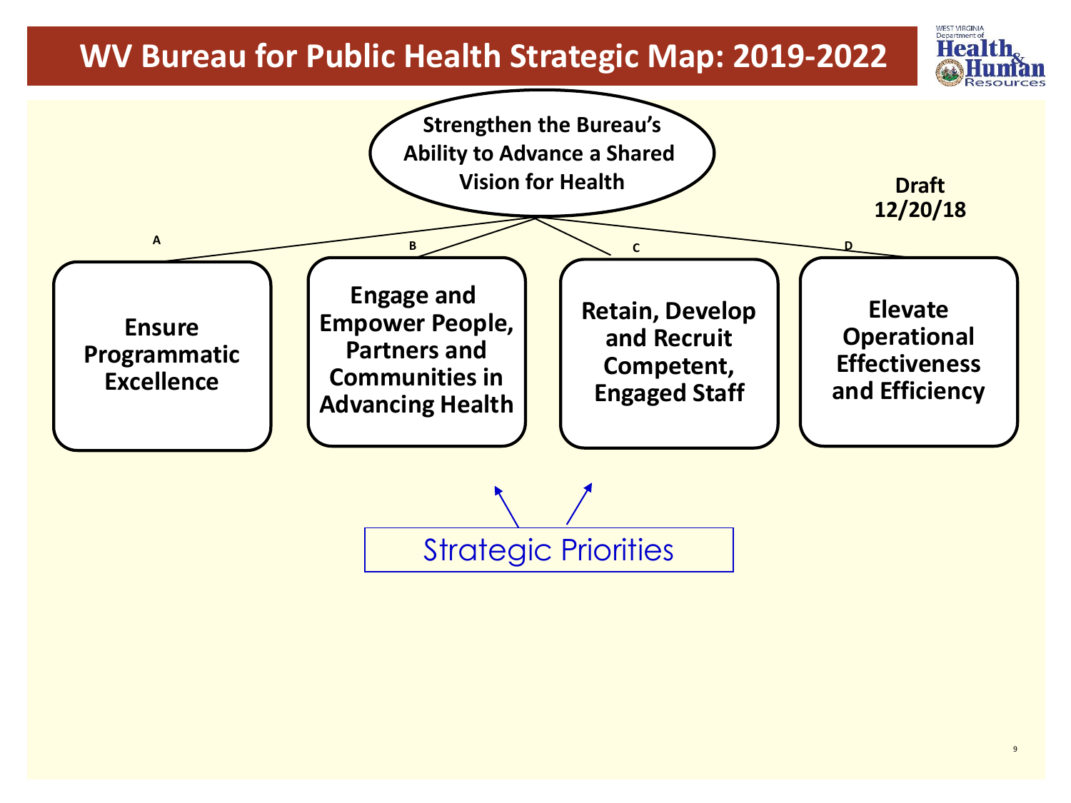# WV Bureau for Public Health Strategic Map: 2019-2022

**Strengthen the Bureau's Ability to Advance a Shared Vision for Health**

**Draft 12/20/18**

- **A** — **Ensure Programmatic Excellence**
- **B** — **Engage and Empower People, Partners and Communities in Advancing Health**
- **C** — **Retain, Develop and Recruit Competent, Engaged Staff**
- **D** — **Elevate Operational Effectiveness and Efficiency**

Strategic Priorities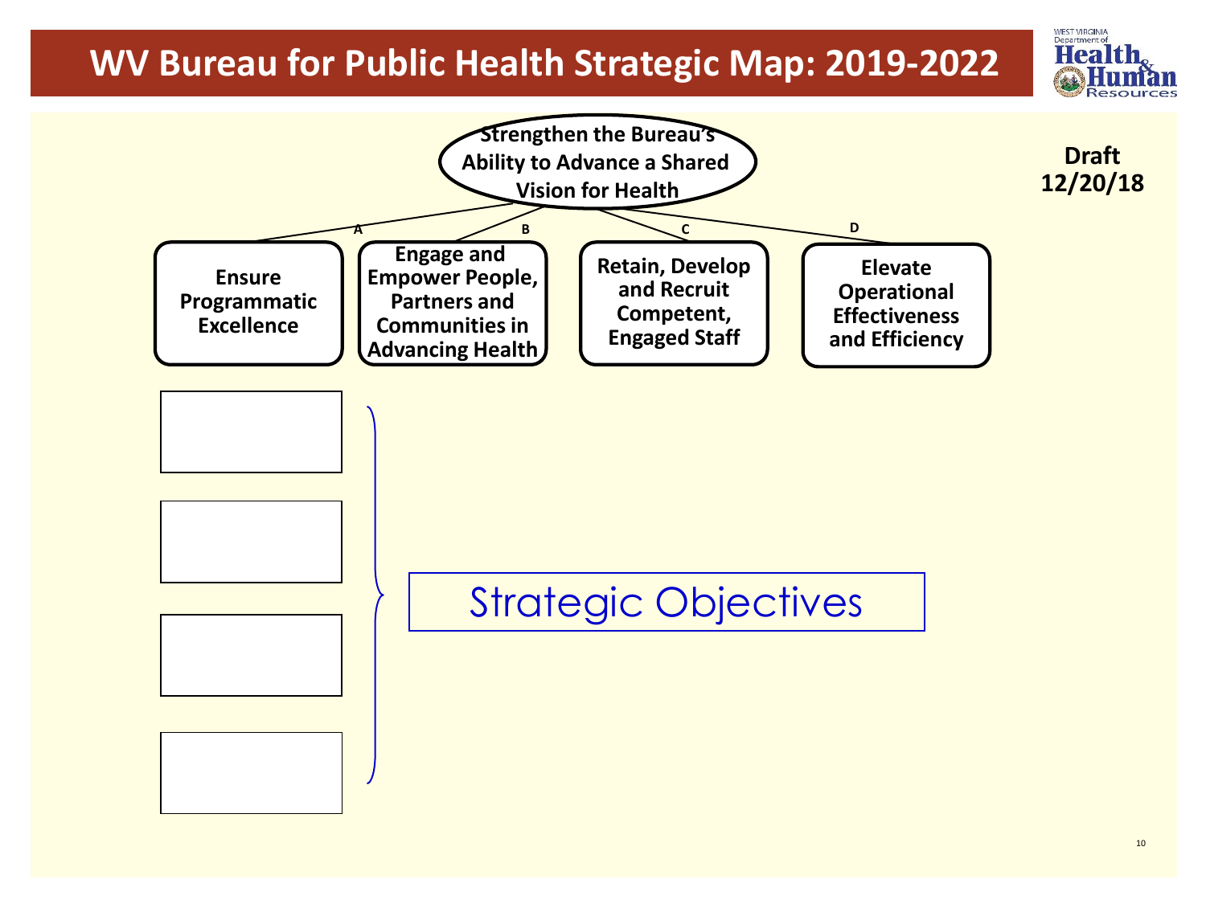# WV Bureau for Public Health Strategic Map: 2019-2022

**Draft 12/20/18**

**Strengthen the Bureau's Ability to Advance a Shared Vision for Health**

- **A** — **Ensure Programmatic Excellence**
- **B** — **Engage and Empower People, Partners and Communities in Advancing Health**
- **C** — **Retain, Develop and Recruit Competent, Engaged Staff**
- **D** — **Elevate Operational Effectiveness and Efficiency**

Strategic Objectives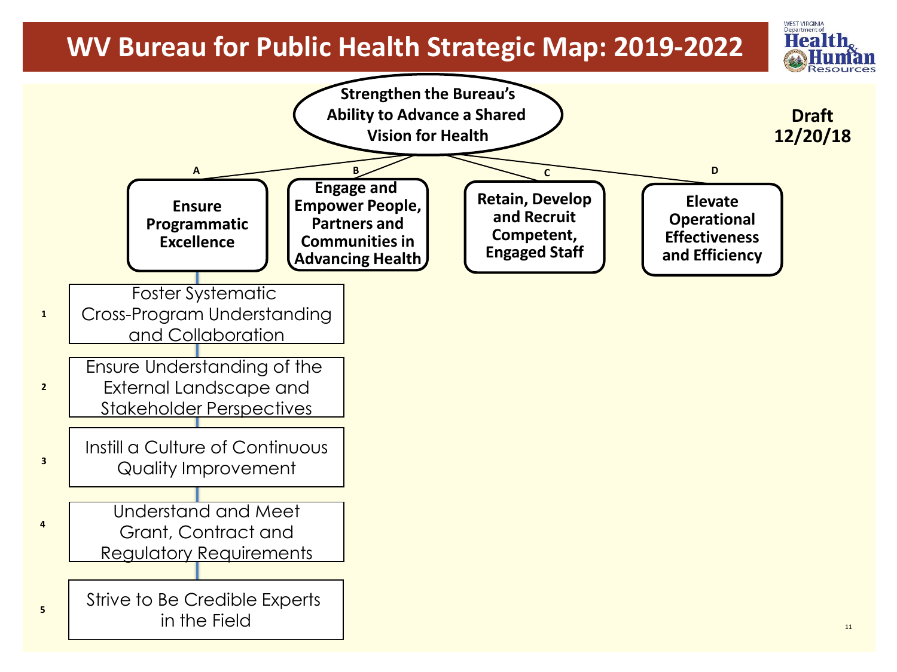# WV Bureau for Public Health Strategic Map: 2019-2022

**Draft 12/20/18**

**Strengthen the Bureau's Ability to Advance a Shared Vision for Health**

- **A — Ensure Programmatic Excellence**
  1. Foster Systematic Cross-Program Understanding and Collaboration
  2. Ensure Understanding of the External Landscape and Stakeholder Perspectives
  3. Instill a Culture of Continuous Quality Improvement
  4. Understand and Meet Grant, Contract and Regulatory Requirements
  5. Strive to Be Credible Experts in the Field
- **B — Engage and Empower People, Partners and Communities in Advancing Health**
- **C — Retain, Develop and Recruit Competent, Engaged Staff**
- **D — Elevate Operational Effectiveness and Efficiency**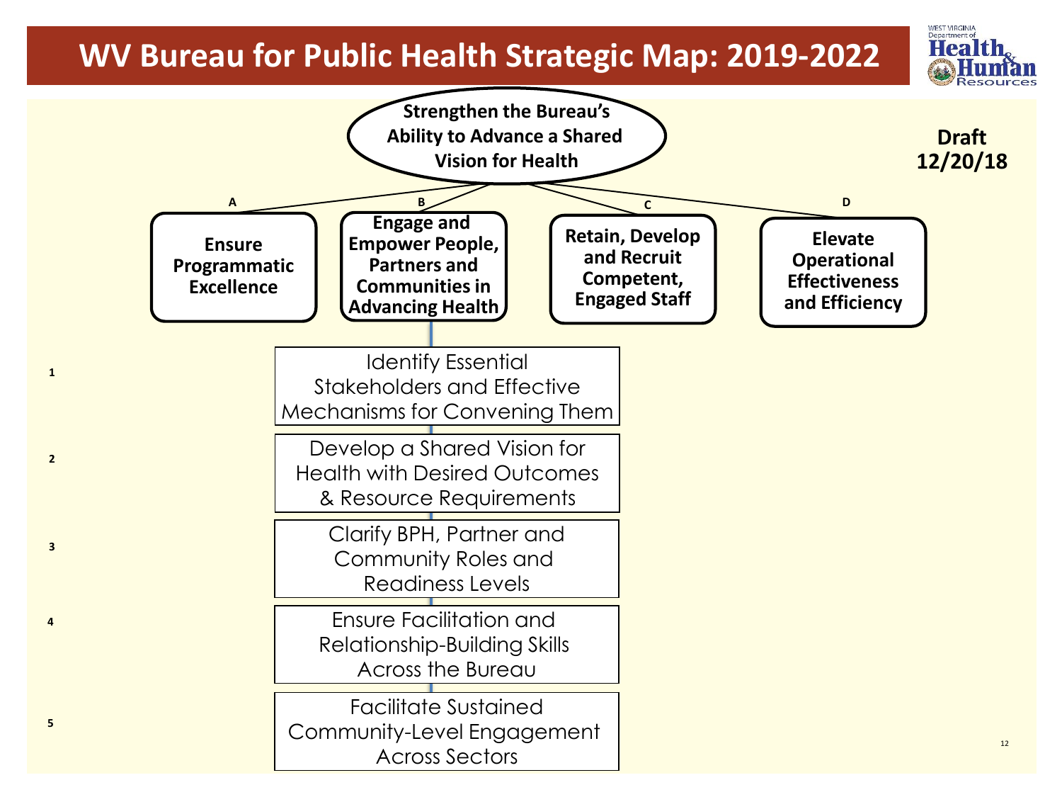# WV Bureau for Public Health Strategic Map: 2019-2022

**Draft 12/20/18**

**Strengthen the Bureau's Ability to Advance a Shared Vision for Health**

- **A** — **Ensure Programmatic Excellence**
- **B** — **Engage and Empower People, Partners and Communities in Advancing Health**
- **C** — **Retain, Develop and Recruit Competent, Engaged Staff**
- **D** — **Elevate Operational Effectiveness and Efficiency**

**B. Engage and Empower People, Partners and Communities in Advancing Health**

1. Identify Essential Stakeholders and Effective Mechanisms for Convening Them
2. Develop a Shared Vision for Health with Desired Outcomes & Resource Requirements
3. Clarify BPH, Partner and Community Roles and Readiness Levels
4. Ensure Facilitation and Relationship-Building Skills Across the Bureau
5. Facilitate Sustained Community-Level Engagement Across Sectors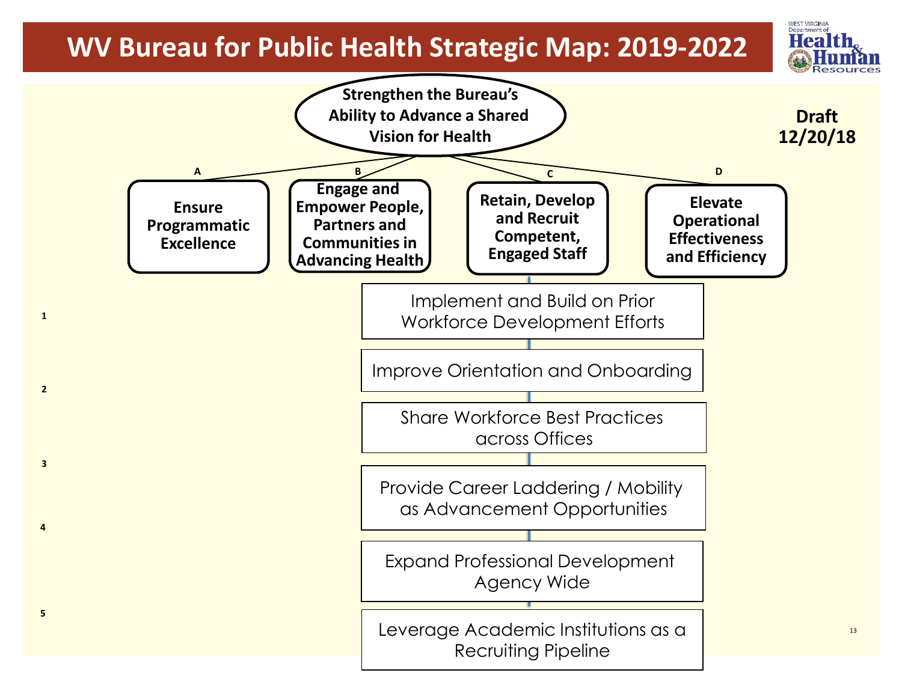# WV Bureau for Public Health Strategic Map: 2019-2022

**Draft 12/20/18**

**Strengthen the Bureau's Ability to Advance a Shared Vision for Health**

- **A** — **Ensure Programmatic Excellence**
- **B** — **Engage and Empower People, Partners and Communities in Advancing Health**
- **C** — **Retain, Develop and Recruit Competent, Engaged Staff**
- **D** — **Elevate Operational Effectiveness and Efficiency**

**C — Retain, Develop and Recruit Competent, Engaged Staff**

1. Implement and Build on Prior Workforce Development Efforts
2. Improve Orientation and Onboarding
3. Share Workforce Best Practices across Offices
4. Provide Career Laddering / Mobility as Advancement Opportunities
5. Expand Professional Development Agency Wide
6. Leverage Academic Institutions as a Recruiting Pipeline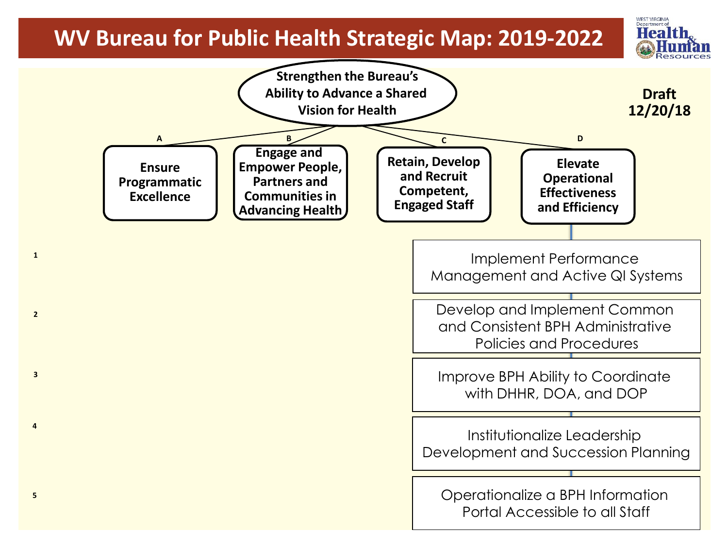# WV Bureau for Public Health Strategic Map: 2019-2022

**Draft 12/20/18**

**Strengthen the Bureau's Ability to Advance a Shared Vision for Health**

| | A | B | C | D |
|---|---|---|---|---|
| | **Ensure Programmatic Excellence** | **Engage and Empower People, Partners and Communities in Advancing Health** | **Retain, Develop and Recruit Competent, Engaged Staff** | **Elevate Operational Effectiveness and Efficiency** |
| 1 | | | | Implement Performance Management and Active QI Systems |
| 2 | | | | Develop and Implement Common and Consistent BPH Administrative Policies and Procedures |
| 3 | | | | Improve BPH Ability to Coordinate with DHHR, DOA, and DOP |
| 4 | | | | Institutionalize Leadership Development and Succession Planning |
| 5 | | | | Operationalize a BPH Information Portal Accessible to all Staff |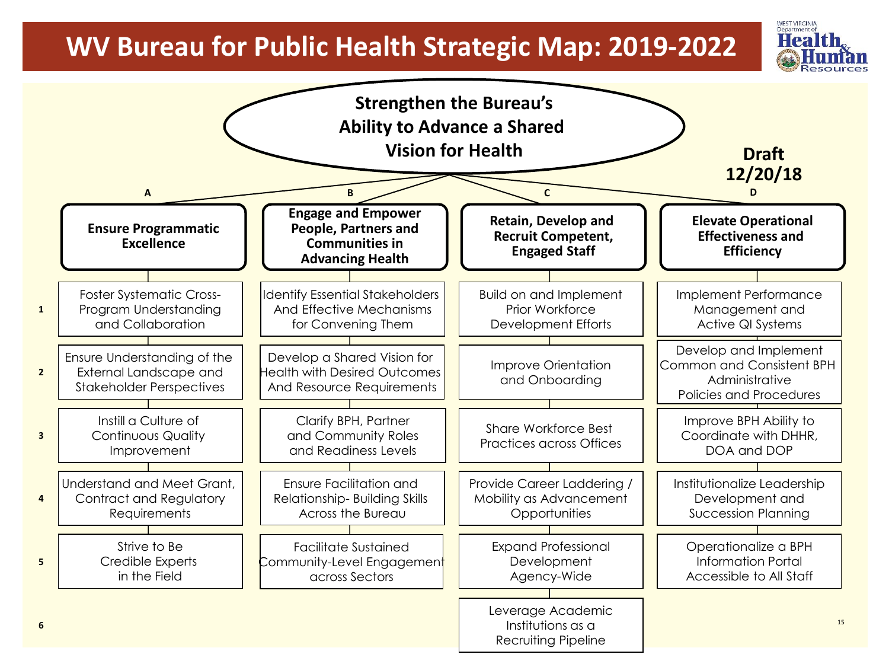# WV Bureau for Public Health Strategic Map: 2019-2022

West Virginia Department of Health & Human Resources

**Strengthen the Bureau's Ability to Advance a Shared Vision for Health**

**Draft 12/20/18**

| | A | B | C | D |
|---|---|---|---|---|
| | **Ensure Programmatic Excellence** | **Engage and Empower People, Partners and Communities in Advancing Health** | **Retain, Develop and Recruit Competent, Engaged Staff** | **Elevate Operational Effectiveness and Efficiency** |
| 1 | Foster Systematic Cross-Program Understanding and Collaboration | Identify Essential Stakeholders And Effective Mechanisms for Convening Them | Build on and Implement Prior Workforce Development Efforts | Implement Performance Management and Active QI Systems |
| 2 | Ensure Understanding of the External Landscape and Stakeholder Perspectives | Develop a Shared Vision for Health with Desired Outcomes And Resource Requirements | Improve Orientation and Onboarding | Develop and Implement Common and Consistent BPH Administrative Policies and Procedures |
| 3 | Instill a Culture of Continuous Quality Improvement | Clarify BPH, Partner and Community Roles and Readiness Levels | Share Workforce Best Practices across Offices | Improve BPH Ability to Coordinate with DHHR, DOA and DOP |
| 4 | Understand and Meet Grant, Contract and Regulatory Requirements | Ensure Facilitation and Relationship- Building Skills Across the Bureau | Provide Career Laddering / Mobility as Advancement Opportunities | Institutionalize Leadership Development and Succession Planning |
| 5 | Strive to Be Credible Experts in the Field | Facilitate Sustained Community-Level Engagement across Sectors | Expand Professional Development Agency-Wide | Operationalize a BPH Information Portal Accessible to All Staff |
| 6 | | | Leverage Academic Institutions as a Recruiting Pipeline | |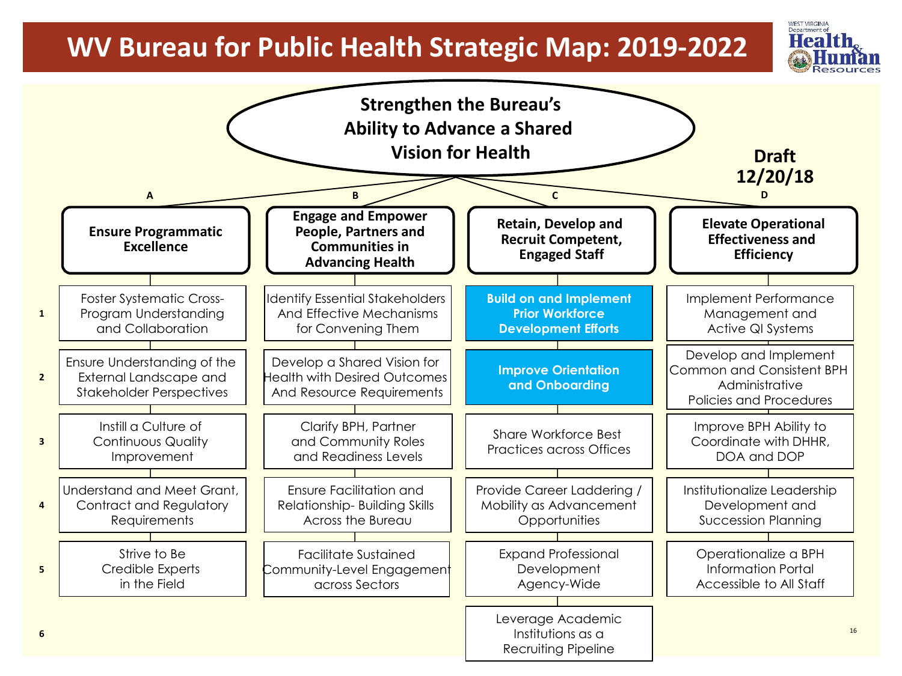# WV Bureau for Public Health Strategic Map: 2019-2022

**Strengthen the Bureau's Ability to Advance a Shared Vision for Health**

**Draft 12/20/18**

| | A | B | C | D |
|---|---|---|---|---|
| | **Ensure Programmatic Excellence** | **Engage and Empower People, Partners and Communities in Advancing Health** | **Retain, Develop and Recruit Competent, Engaged Staff** | **Elevate Operational Effectiveness and Efficiency** |
| 1 | Foster Systematic Cross-Program Understanding and Collaboration | Identify Essential Stakeholders And Effective Mechanisms for Convening Them | **Build on and Implement Prior Workforce Development Efforts** | Implement Performance Management and Active QI Systems |
| 2 | Ensure Understanding of the External Landscape and Stakeholder Perspectives | Develop a Shared Vision for Health with Desired Outcomes And Resource Requirements | **Improve Orientation and Onboarding** | Develop and Implement Common and Consistent BPH Administrative Policies and Procedures |
| 3 | Instill a Culture of Continuous Quality Improvement | Clarify BPH, Partner and Community Roles and Readiness Levels | Share Workforce Best Practices across Offices | Improve BPH Ability to Coordinate with DHHR, DOA and DOP |
| 4 | Understand and Meet Grant, Contract and Regulatory Requirements | Ensure Facilitation and Relationship- Building Skills Across the Bureau | Provide Career Laddering / Mobility as Advancement Opportunities | Institutionalize Leadership Development and Succession Planning |
| 5 | Strive to Be Credible Experts in the Field | Facilitate Sustained Community-Level Engagement across Sectors | Expand Professional Development Agency-Wide | Operationalize a BPH Information Portal Accessible to All Staff |
| 6 | | | Leverage Academic Institutions as a Recruiting Pipeline | |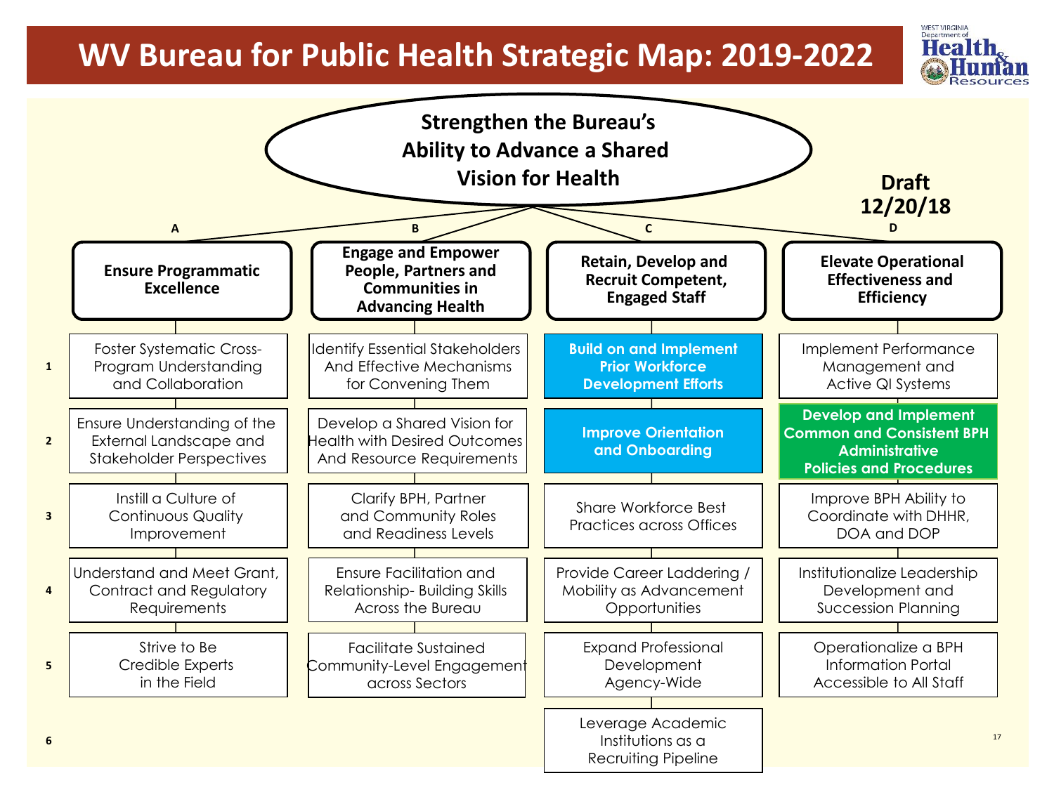# WV Bureau for Public Health Strategic Map: 2019-2022

**Strengthen the Bureau's Ability to Advance a Shared Vision for Health**

**Draft 12/20/18**

| | A | B | C | D |
|---|---|---|---|---|
| | **Ensure Programmatic Excellence** | **Engage and Empower People, Partners and Communities in Advancing Health** | **Retain, Develop and Recruit Competent, Engaged Staff** | **Elevate Operational Effectiveness and Efficiency** |
| 1 | Foster Systematic Cross-Program Understanding and Collaboration | Identify Essential Stakeholders And Effective Mechanisms for Convening Them | **Build on and Implement Prior Workforce Development Efforts** | Implement Performance Management and Active QI Systems |
| 2 | Ensure Understanding of the External Landscape and Stakeholder Perspectives | Develop a Shared Vision for Health with Desired Outcomes And Resource Requirements | **Improve Orientation and Onboarding** | **Develop and Implement Common and Consistent BPH Administrative Policies and Procedures** |
| 3 | Instill a Culture of Continuous Quality Improvement | Clarify BPH, Partner and Community Roles and Readiness Levels | Share Workforce Best Practices across Offices | Improve BPH Ability to Coordinate with DHHR, DOA and DOP |
| 4 | Understand and Meet Grant, Contract and Regulatory Requirements | Ensure Facilitation and Relationship- Building Skills Across the Bureau | Provide Career Laddering / Mobility as Advancement Opportunities | Institutionalize Leadership Development and Succession Planning |
| 5 | Strive to Be Credible Experts in the Field | Facilitate Sustained Community-Level Engagement across Sectors | Expand Professional Development Agency-Wide | Operationalize a BPH Information Portal Accessible to All Staff |
| 6 | | | Leverage Academic Institutions as a Recruiting Pipeline | |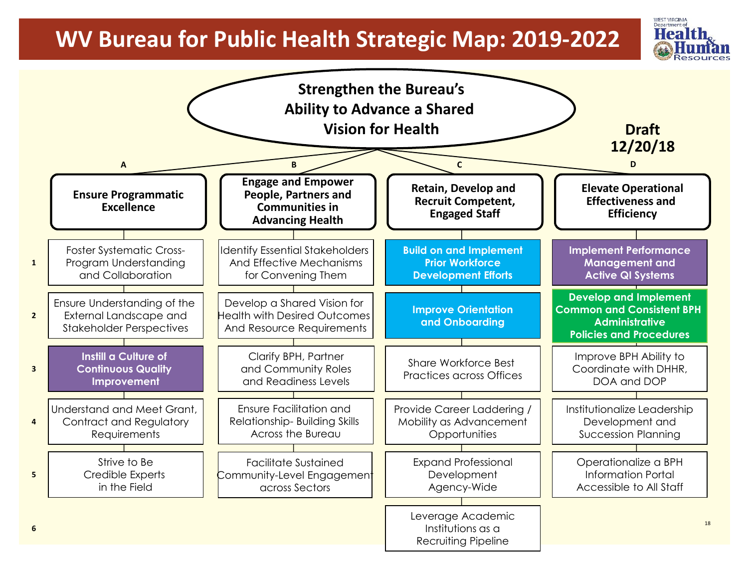# WV Bureau for Public Health Strategic Map: 2019-2022

**Strengthen the Bureau's Ability to Advance a Shared Vision for Health**

**Draft 12/20/18**

| | A | B | C | D |
|---|---|---|---|---|
| | **Ensure Programmatic Excellence** | **Engage and Empower People, Partners and Communities in Advancing Health** | **Retain, Develop and Recruit Competent, Engaged Staff** | **Elevate Operational Effectiveness and Efficiency** |
| 1 | Foster Systematic Cross-Program Understanding and Collaboration | Identify Essential Stakeholders And Effective Mechanisms for Convening Them | **Build on and Implement Prior Workforce Development Efforts** | **Implement Performance Management and Active QI Systems** |
| 2 | Ensure Understanding of the External Landscape and Stakeholder Perspectives | Develop a Shared Vision for Health with Desired Outcomes And Resource Requirements | **Improve Orientation and Onboarding** | **Develop and Implement Common and Consistent BPH Administrative Policies and Procedures** |
| 3 | **Instill a Culture of Continuous Quality Improvement** | Clarify BPH, Partner and Community Roles and Readiness Levels | Share Workforce Best Practices across Offices | Improve BPH Ability to Coordinate with DHHR, DOA and DOP |
| 4 | Understand and Meet Grant, Contract and Regulatory Requirements | Ensure Facilitation and Relationship- Building Skills Across the Bureau | Provide Career Laddering / Mobility as Advancement Opportunities | Institutionalize Leadership Development and Succession Planning |
| 5 | Strive to Be Credible Experts in the Field | Facilitate Sustained Community-Level Engagement across Sectors | Expand Professional Development Agency-Wide | Operationalize a BPH Information Portal Accessible to All Staff |
| 6 | | | Leverage Academic Institutions as a Recruiting Pipeline | |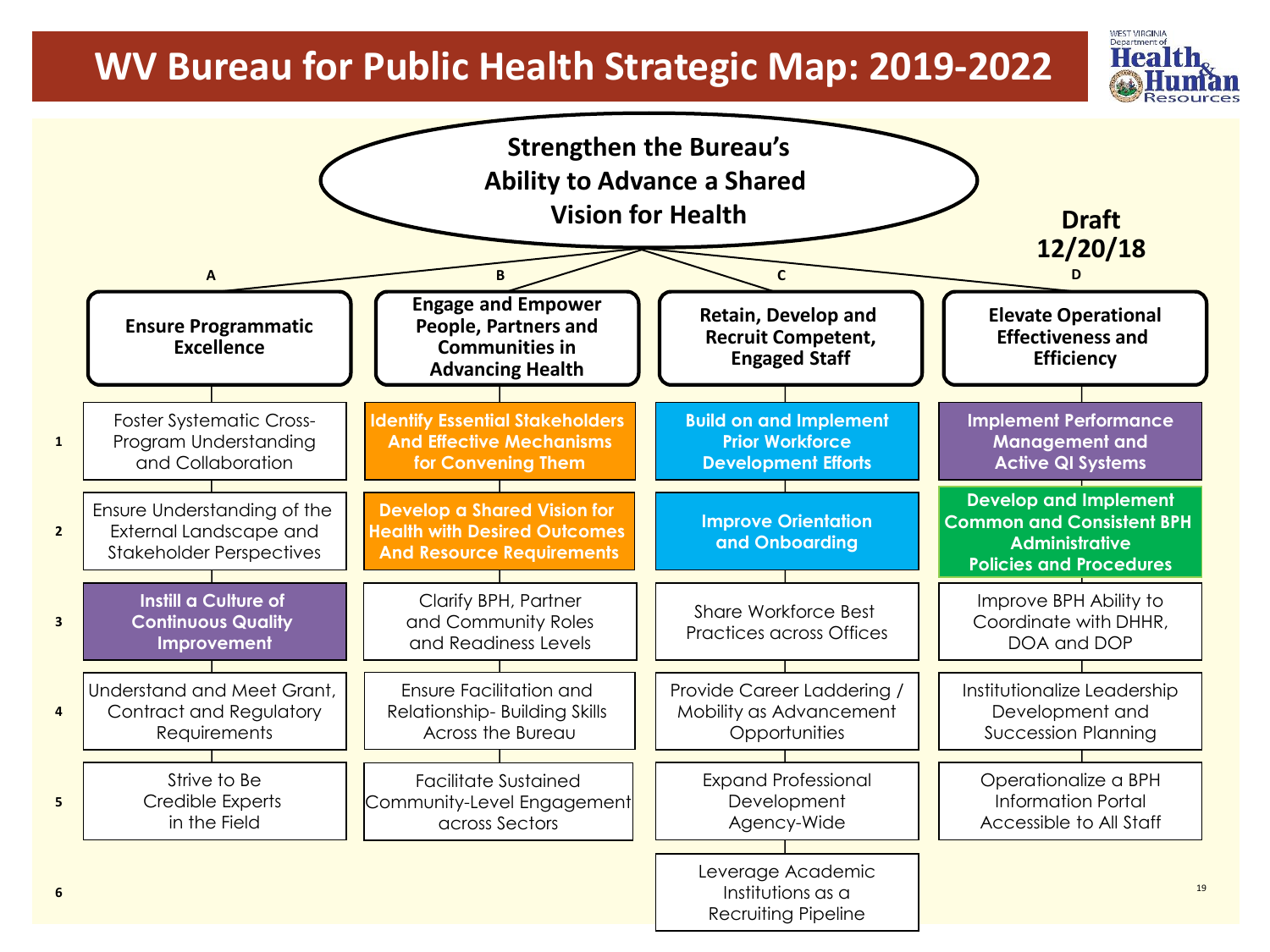# WV Bureau for Public Health Strategic Map: 2019-2022

**Strengthen the Bureau's Ability to Advance a Shared Vision for Health**

**Draft 12/20/18**

| | A | B | C | D |
|---|---|---|---|---|
| | **Ensure Programmatic Excellence** | **Engage and Empower People, Partners and Communities in Advancing Health** | **Retain, Develop and Recruit Competent, Engaged Staff** | **Elevate Operational Effectiveness and Efficiency** |
| 1 | Foster Systematic Cross-Program Understanding and Collaboration | **Identify Essential Stakeholders And Effective Mechanisms for Convening Them** | **Build on and Implement Prior Workforce Development Efforts** | **Implement Performance Management and Active QI Systems** |
| 2 | Ensure Understanding of the External Landscape and Stakeholder Perspectives | **Develop a Shared Vision for Health with Desired Outcomes And Resource Requirements** | **Improve Orientation and Onboarding** | **Develop and Implement Common and Consistent BPH Administrative Policies and Procedures** |
| 3 | **Instill a Culture of Continuous Quality Improvement** | Clarify BPH, Partner and Community Roles and Readiness Levels | Share Workforce Best Practices across Offices | Improve BPH Ability to Coordinate with DHHR, DOA and DOP |
| 4 | Understand and Meet Grant, Contract and Regulatory Requirements | Ensure Facilitation and Relationship- Building Skills Across the Bureau | Provide Career Laddering / Mobility as Advancement Opportunities | Institutionalize Leadership Development and Succession Planning |
| 5 | Strive to Be Credible Experts in the Field | Facilitate Sustained Community-Level Engagement across Sectors | Expand Professional Development Agency-Wide | Operationalize a BPH Information Portal Accessible to All Staff |
| 6 | | | Leverage Academic Institutions as a Recruiting Pipeline | |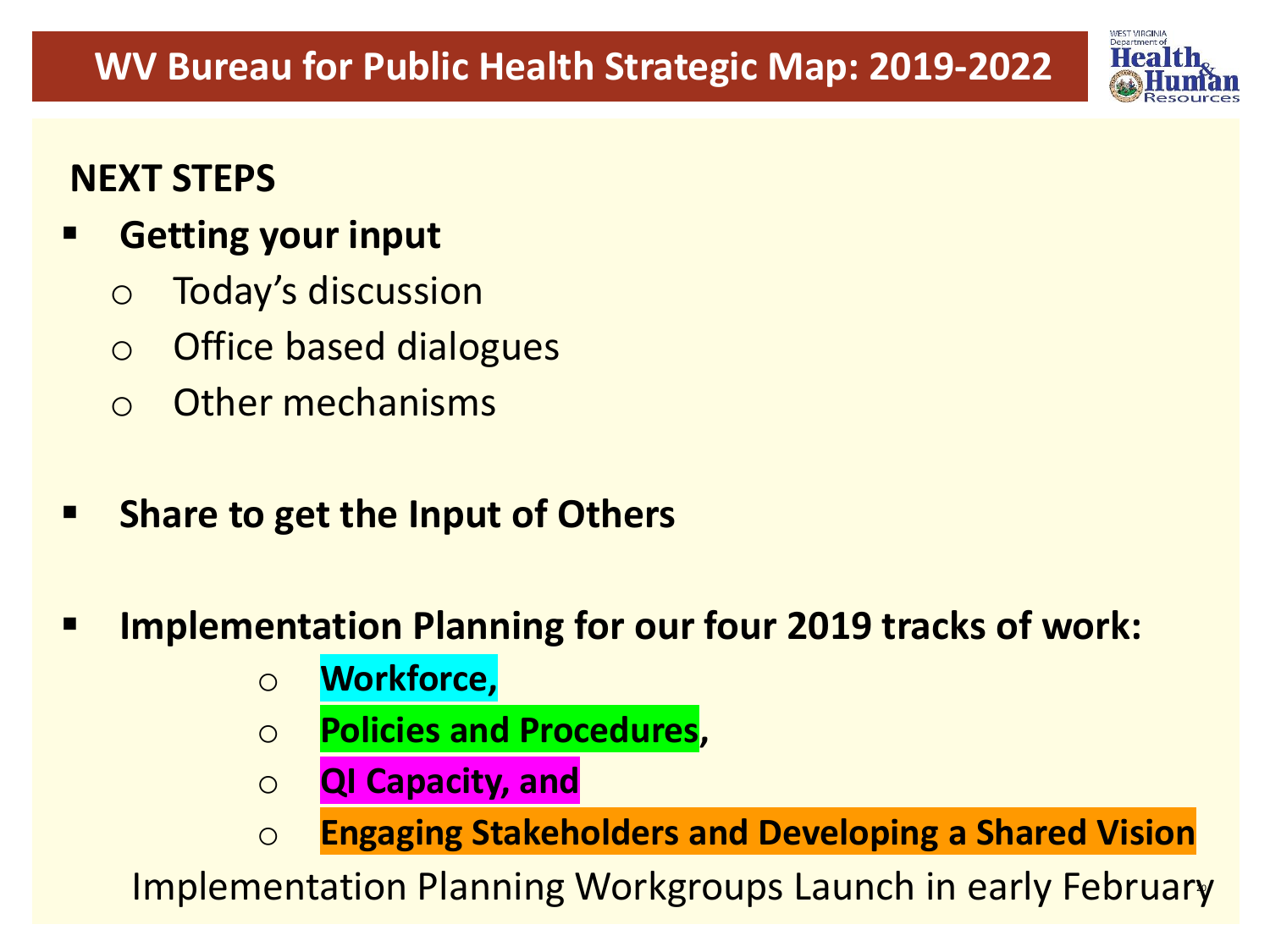# WV Bureau for Public Health Strategic Map: 2019-2022

## NEXT STEPS

- **Getting your input**
  - Today's discussion
  - Office based dialogues
  - Other mechanisms

- **Share to get the Input of Others**

- **Implementation Planning for our four 2019 tracks of work:**
  - **Workforce,**
  - **Policies and Procedures,**
  - **QI Capacity, and**
  - **Engaging Stakeholders and Developing a Shared Vision**

Implementation Planning Workgroups Launch in early February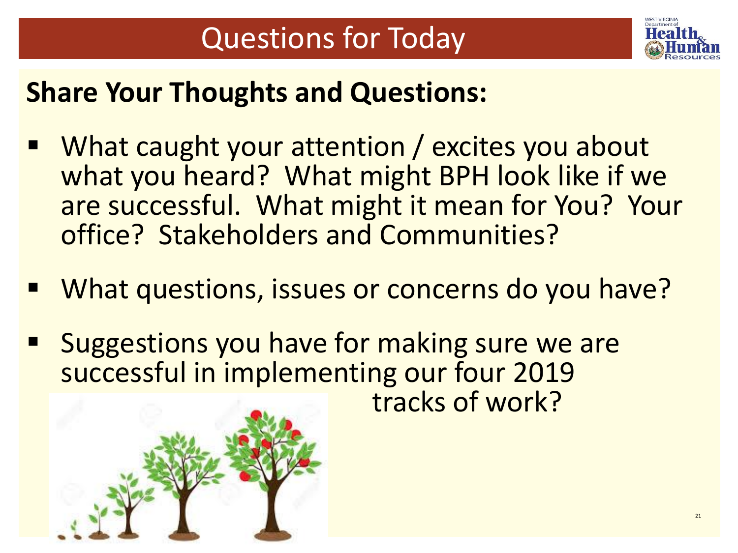# Questions for Today

## Share Your Thoughts and Questions:

- What caught your attention / excites you about what you heard? What might BPH look like if we are successful. What might it mean for You? Your office? Stakeholders and Communities?
- What questions, issues or concerns do you have?
- Suggestions you have for making sure we are successful in implementing our four 2019 tracks of work?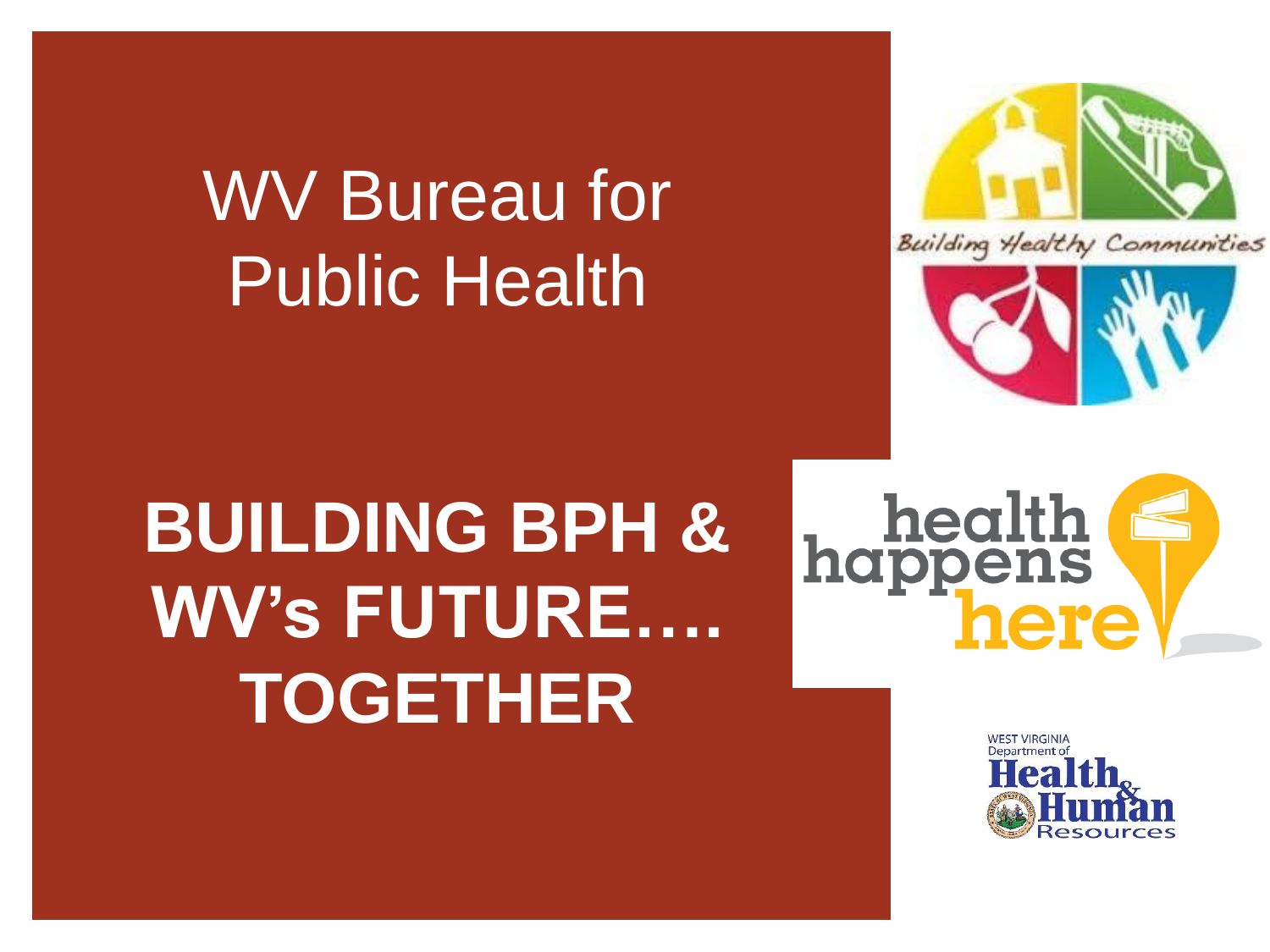# WV Bureau for Public Health

# BUILDING BPH & WV's FUTURE…. TOGETHER